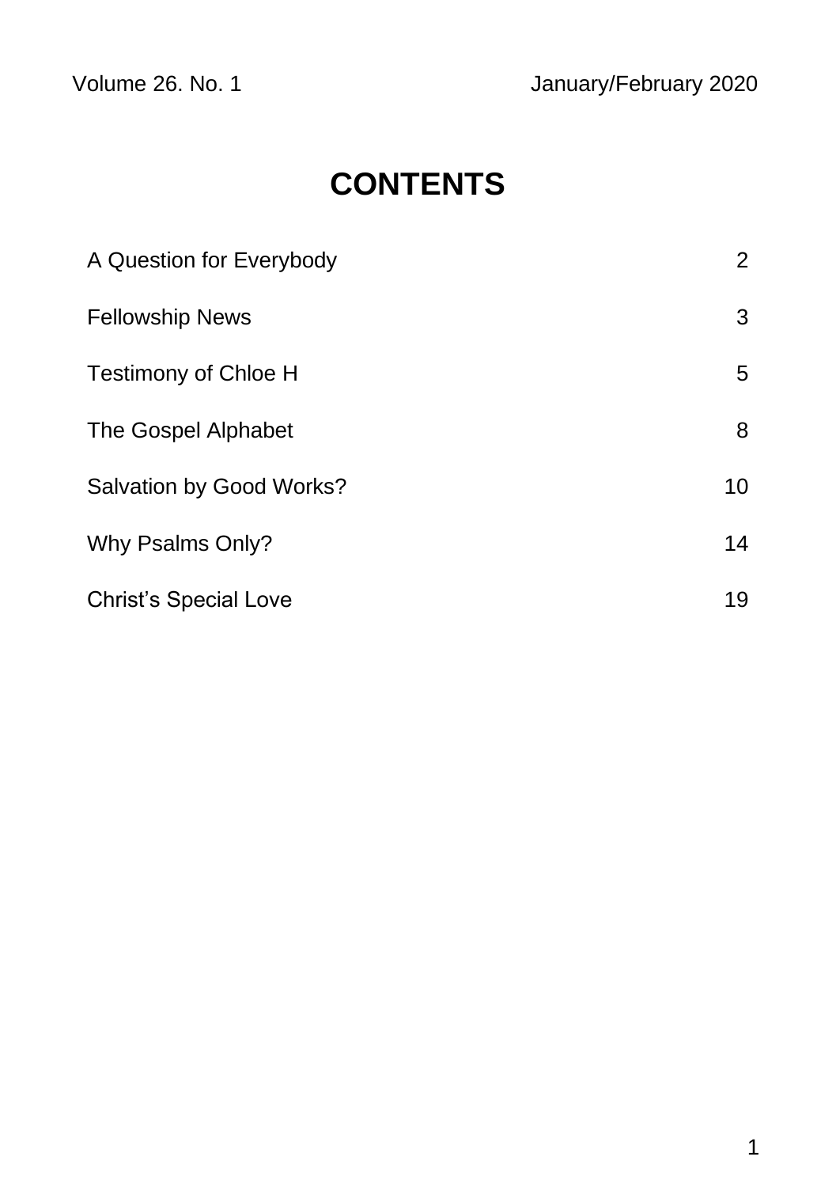Volume 26. No. 1 January/February 2020

# CONTENTS

| | |
|---|---|
| A Question for Everybody | 2 |
| Fellowship News | 3 |
| Testimony of Chloe H | 5 |
| The Gospel Alphabet | 8 |
| Salvation by Good Works? | 10 |
| Why Psalms Only? | 14 |
| Christ's Special Love | 19 |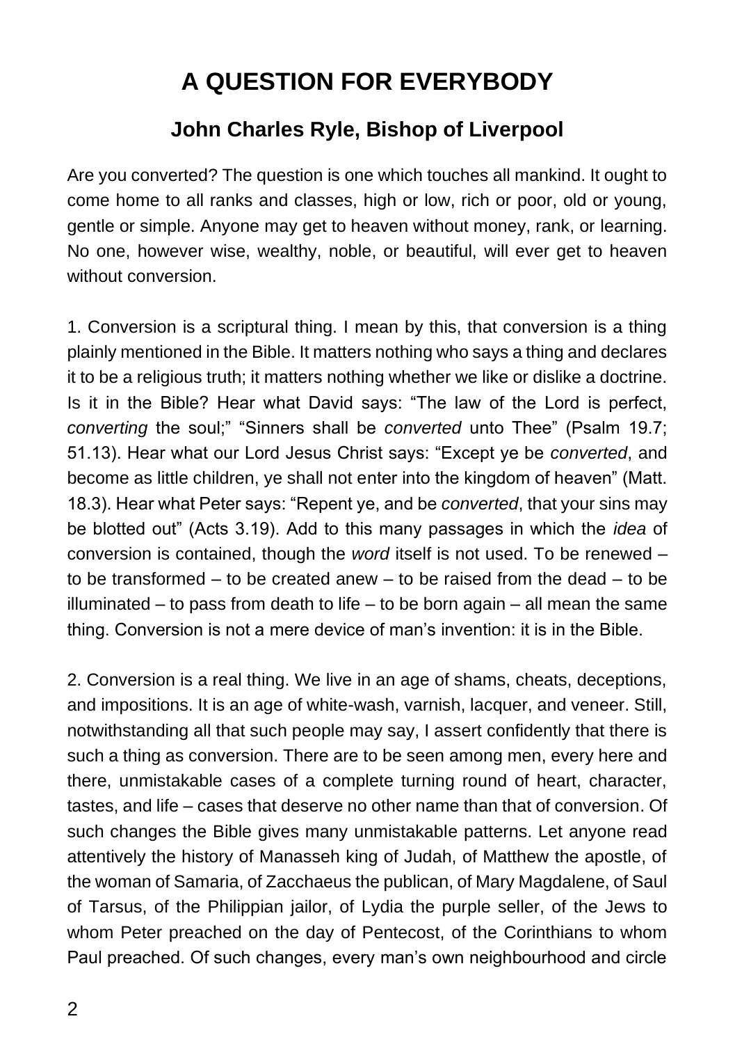# A QUESTION FOR EVERYBODY

## John Charles Ryle, Bishop of Liverpool

Are you converted? The question is one which touches all mankind. It ought to come home to all ranks and classes, high or low, rich or poor, old or young, gentle or simple. Anyone may get to heaven without money, rank, or learning. No one, however wise, wealthy, noble, or beautiful, will ever get to heaven without conversion.

1. Conversion is a scriptural thing. I mean by this, that conversion is a thing plainly mentioned in the Bible. It matters nothing who says a thing and declares it to be a religious truth; it matters nothing whether we like or dislike a doctrine. Is it in the Bible? Hear what David says: "The law of the Lord is perfect, *converting* the soul;" "Sinners shall be *converted* unto Thee" (Psalm 19.7; 51.13). Hear what our Lord Jesus Christ says: "Except ye be *converted*, and become as little children, ye shall not enter into the kingdom of heaven" (Matt. 18.3). Hear what Peter says: "Repent ye, and be *converted*, that your sins may be blotted out" (Acts 3.19). Add to this many passages in which the *idea* of conversion is contained, though the *word* itself is not used. To be renewed – to be transformed – to be created anew – to be raised from the dead – to be illuminated – to pass from death to life – to be born again – all mean the same thing. Conversion is not a mere device of man's invention: it is in the Bible.

2. Conversion is a real thing. We live in an age of shams, cheats, deceptions, and impositions. It is an age of white-wash, varnish, lacquer, and veneer. Still, notwithstanding all that such people may say, I assert confidently that there is such a thing as conversion. There are to be seen among men, every here and there, unmistakable cases of a complete turning round of heart, character, tastes, and life – cases that deserve no other name than that of conversion. Of such changes the Bible gives many unmistakable patterns. Let anyone read attentively the history of Manasseh king of Judah, of Matthew the apostle, of the woman of Samaria, of Zacchaeus the publican, of Mary Magdalene, of Saul of Tarsus, of the Philippian jailor, of Lydia the purple seller, of the Jews to whom Peter preached on the day of Pentecost, of the Corinthians to whom Paul preached. Of such changes, every man's own neighbourhood and circle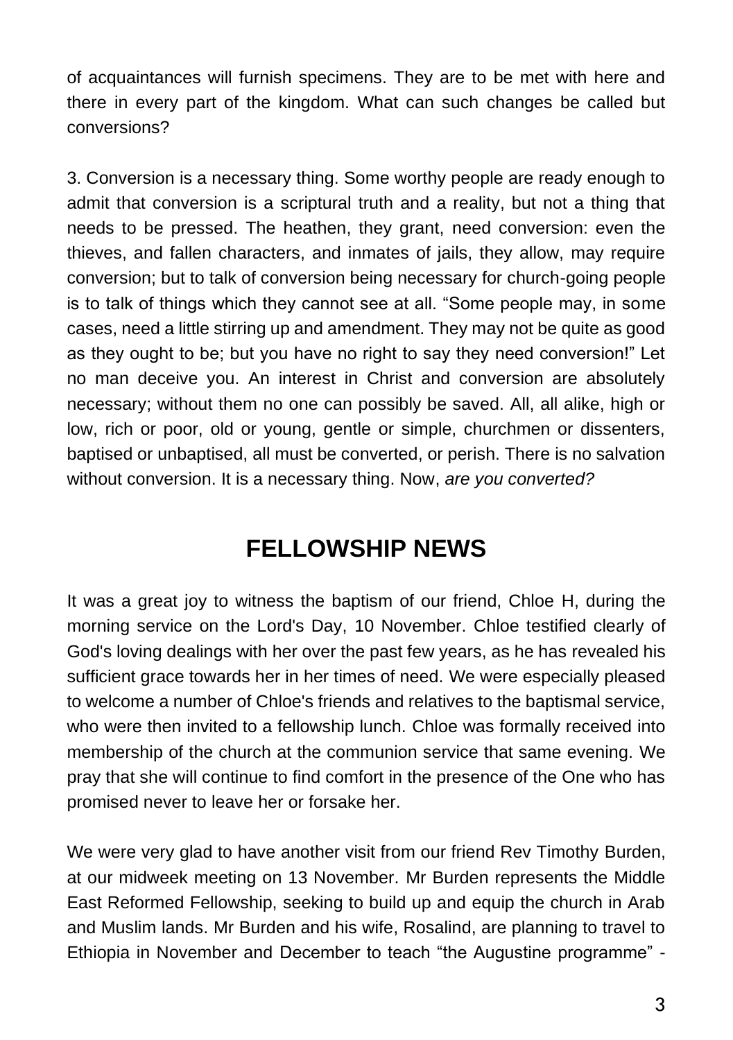of acquaintances will furnish specimens. They are to be met with here and there in every part of the kingdom. What can such changes be called but conversions?

3. Conversion is a necessary thing. Some worthy people are ready enough to admit that conversion is a scriptural truth and a reality, but not a thing that needs to be pressed. The heathen, they grant, need conversion: even the thieves, and fallen characters, and inmates of jails, they allow, may require conversion; but to talk of conversion being necessary for church-going people is to talk of things which they cannot see at all. “Some people may, in some cases, need a little stirring up and amendment. They may not be quite as good as they ought to be; but you have no right to say they need conversion!” Let no man deceive you. An interest in Christ and conversion are absolutely necessary; without them no one can possibly be saved. All, all alike, high or low, rich or poor, old or young, gentle or simple, churchmen or dissenters, baptised or unbaptised, all must be converted, or perish. There is no salvation without conversion. It is a necessary thing. Now, *are you converted?*

## FELLOWSHIP NEWS

It was a great joy to witness the baptism of our friend, Chloe H, during the morning service on the Lord's Day, 10 November. Chloe testified clearly of God's loving dealings with her over the past few years, as he has revealed his sufficient grace towards her in her times of need. We were especially pleased to welcome a number of Chloe's friends and relatives to the baptismal service, who were then invited to a fellowship lunch. Chloe was formally received into membership of the church at the communion service that same evening. We pray that she will continue to find comfort in the presence of the One who has promised never to leave her or forsake her.

We were very glad to have another visit from our friend Rev Timothy Burden, at our midweek meeting on 13 November. Mr Burden represents the Middle East Reformed Fellowship, seeking to build up and equip the church in Arab and Muslim lands. Mr Burden and his wife, Rosalind, are planning to travel to Ethiopia in November and December to teach “the Augustine programme” -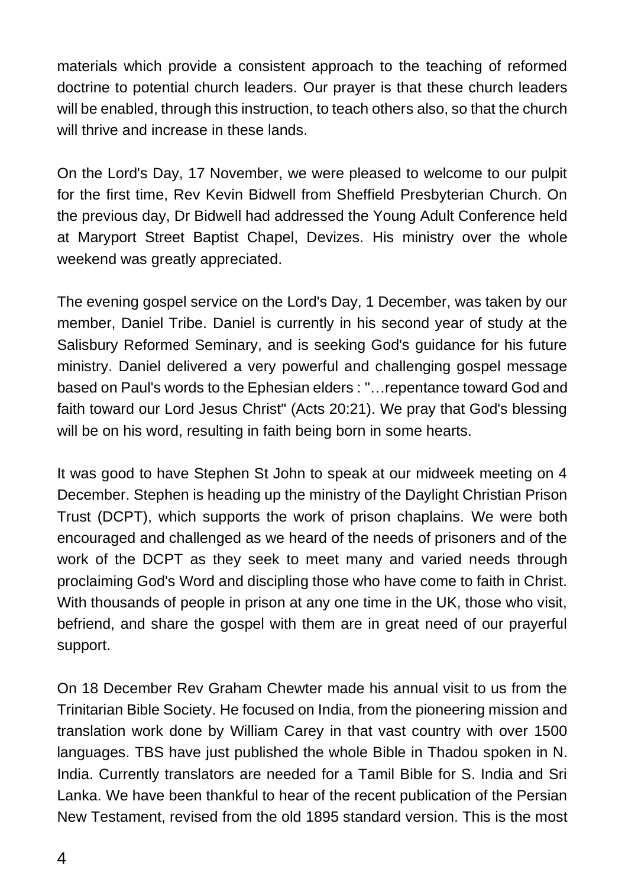materials which provide a consistent approach to the teaching of reformed doctrine to potential church leaders. Our prayer is that these church leaders will be enabled, through this instruction, to teach others also, so that the church will thrive and increase in these lands.

On the Lord's Day, 17 November, we were pleased to welcome to our pulpit for the first time, Rev Kevin Bidwell from Sheffield Presbyterian Church. On the previous day, Dr Bidwell had addressed the Young Adult Conference held at Maryport Street Baptist Chapel, Devizes. His ministry over the whole weekend was greatly appreciated.

The evening gospel service on the Lord's Day, 1 December, was taken by our member, Daniel Tribe. Daniel is currently in his second year of study at the Salisbury Reformed Seminary, and is seeking God's guidance for his future ministry. Daniel delivered a very powerful and challenging gospel message based on Paul's words to the Ephesian elders : "…repentance toward God and faith toward our Lord Jesus Christ" (Acts 20:21). We pray that God's blessing will be on his word, resulting in faith being born in some hearts.

It was good to have Stephen St John to speak at our midweek meeting on 4 December. Stephen is heading up the ministry of the Daylight Christian Prison Trust (DCPT), which supports the work of prison chaplains. We were both encouraged and challenged as we heard of the needs of prisoners and of the work of the DCPT as they seek to meet many and varied needs through proclaiming God's Word and discipling those who have come to faith in Christ. With thousands of people in prison at any one time in the UK, those who visit, befriend, and share the gospel with them are in great need of our prayerful support.

On 18 December Rev Graham Chewter made his annual visit to us from the Trinitarian Bible Society. He focused on India, from the pioneering mission and translation work done by William Carey in that vast country with over 1500 languages. TBS have just published the whole Bible in Thadou spoken in N. India. Currently translators are needed for a Tamil Bible for S. India and Sri Lanka. We have been thankful to hear of the recent publication of the Persian New Testament, revised from the old 1895 standard version. This is the most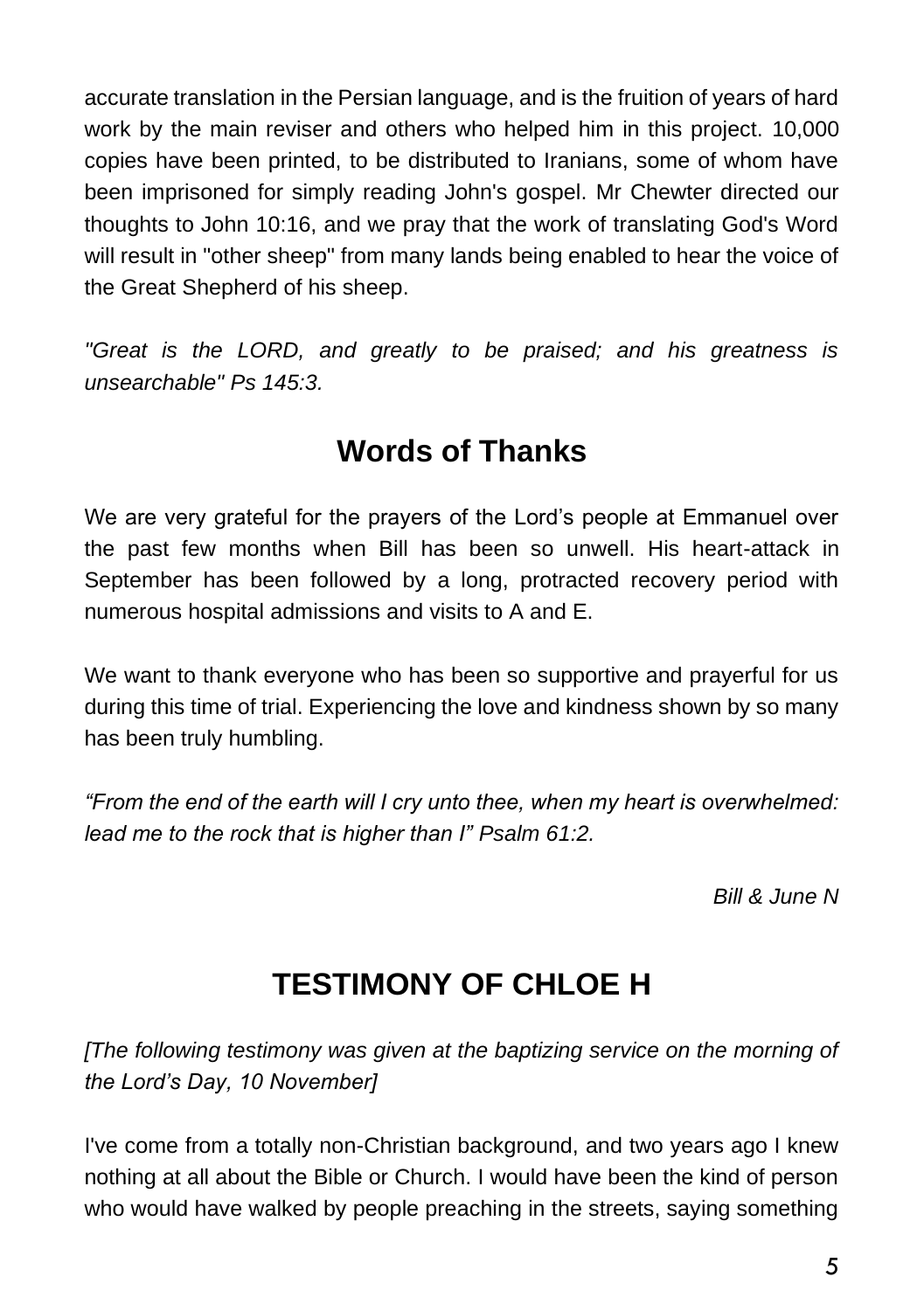accurate translation in the Persian language, and is the fruition of years of hard work by the main reviser and others who helped him in this project. 10,000 copies have been printed, to be distributed to Iranians, some of whom have been imprisoned for simply reading John's gospel. Mr Chewter directed our thoughts to John 10:16, and we pray that the work of translating God's Word will result in "other sheep" from many lands being enabled to hear the voice of the Great Shepherd of his sheep.

*"Great is the LORD, and greatly to be praised; and his greatness is unsearchable" Ps 145:3.*

## Words of Thanks

We are very grateful for the prayers of the Lord's people at Emmanuel over the past few months when Bill has been so unwell. His heart-attack in September has been followed by a long, protracted recovery period with numerous hospital admissions and visits to A and E.

We want to thank everyone who has been so supportive and prayerful for us during this time of trial. Experiencing the love and kindness shown by so many has been truly humbling.

*"From the end of the earth will I cry unto thee, when my heart is overwhelmed: lead me to the rock that is higher than I" Psalm 61:2.*

*Bill & June N*

## TESTIMONY OF CHLOE H

*[The following testimony was given at the baptizing service on the morning of the Lord's Day, 10 November]*

I've come from a totally non-Christian background, and two years ago I knew nothing at all about the Bible or Church. I would have been the kind of person who would have walked by people preaching in the streets, saying something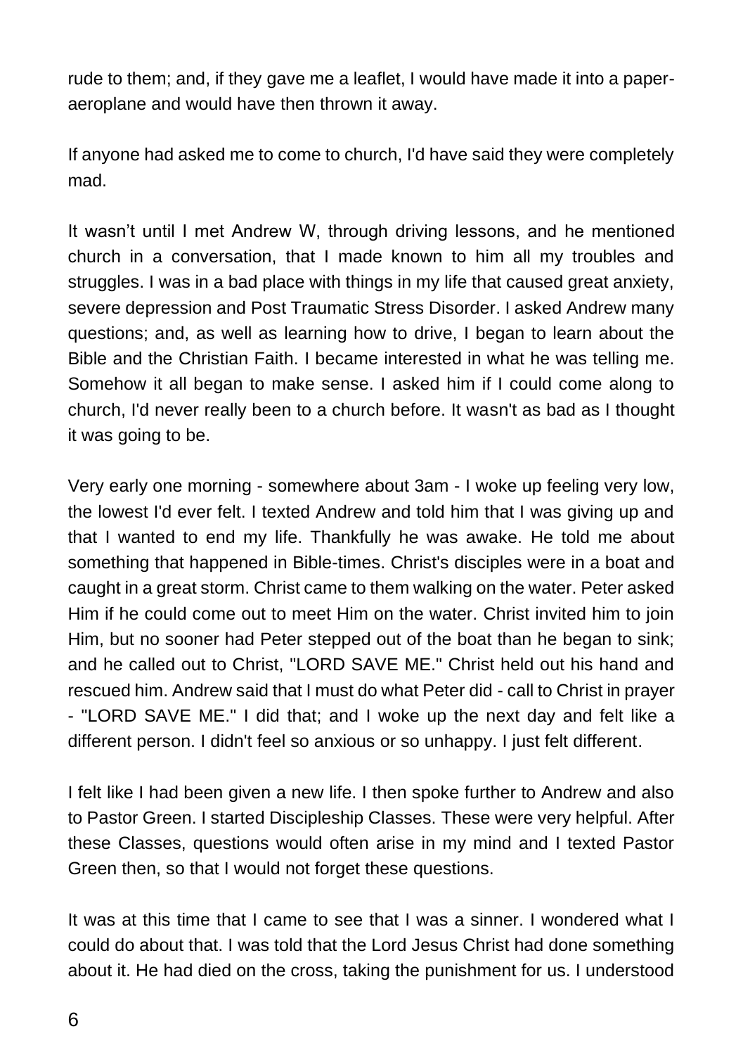rude to them; and, if they gave me a leaflet, I would have made it into a paper-aeroplane and would have then thrown it away.

If anyone had asked me to come to church, I'd have said they were completely mad.

It wasn't until I met Andrew W, through driving lessons, and he mentioned church in a conversation, that I made known to him all my troubles and struggles. I was in a bad place with things in my life that caused great anxiety, severe depression and Post Traumatic Stress Disorder. I asked Andrew many questions; and, as well as learning how to drive, I began to learn about the Bible and the Christian Faith. I became interested in what he was telling me. Somehow it all began to make sense. I asked him if I could come along to church, I'd never really been to a church before. It wasn't as bad as I thought it was going to be.

Very early one morning - somewhere about 3am - I woke up feeling very low, the lowest I'd ever felt. I texted Andrew and told him that I was giving up and that I wanted to end my life. Thankfully he was awake. He told me about something that happened in Bible-times. Christ's disciples were in a boat and caught in a great storm. Christ came to them walking on the water. Peter asked Him if he could come out to meet Him on the water. Christ invited him to join Him, but no sooner had Peter stepped out of the boat than he began to sink; and he called out to Christ, "LORD SAVE ME." Christ held out his hand and rescued him. Andrew said that I must do what Peter did - call to Christ in prayer - "LORD SAVE ME." I did that; and I woke up the next day and felt like a different person. I didn't feel so anxious or so unhappy. I just felt different.

I felt like I had been given a new life. I then spoke further to Andrew and also to Pastor Green. I started Discipleship Classes. These were very helpful. After these Classes, questions would often arise in my mind and I texted Pastor Green then, so that I would not forget these questions.

It was at this time that I came to see that I was a sinner. I wondered what I could do about that. I was told that the Lord Jesus Christ had done something about it. He had died on the cross, taking the punishment for us. I understood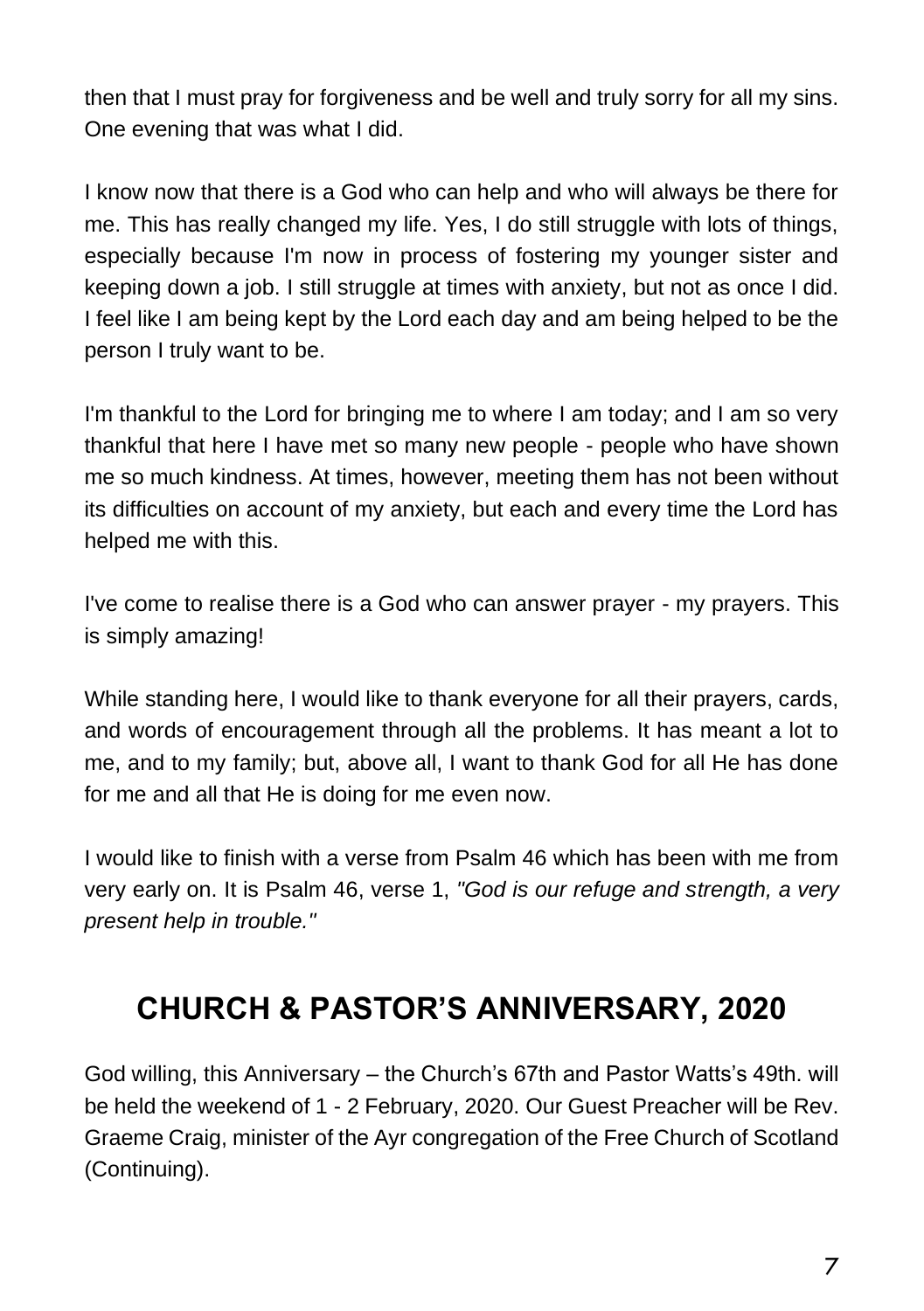then that I must pray for forgiveness and be well and truly sorry for all my sins. One evening that was what I did.

I know now that there is a God who can help and who will always be there for me. This has really changed my life. Yes, I do still struggle with lots of things, especially because I'm now in process of fostering my younger sister and keeping down a job. I still struggle at times with anxiety, but not as once I did. I feel like I am being kept by the Lord each day and am being helped to be the person I truly want to be.

I'm thankful to the Lord for bringing me to where I am today; and I am so very thankful that here I have met so many new people - people who have shown me so much kindness. At times, however, meeting them has not been without its difficulties on account of my anxiety, but each and every time the Lord has helped me with this.

I've come to realise there is a God who can answer prayer - my prayers. This is simply amazing!

While standing here, I would like to thank everyone for all their prayers, cards, and words of encouragement through all the problems. It has meant a lot to me, and to my family; but, above all, I want to thank God for all He has done for me and all that He is doing for me even now.

I would like to finish with a verse from Psalm 46 which has been with me from very early on. It is Psalm 46, verse 1, *"God is our refuge and strength, a very present help in trouble."*

## CHURCH & PASTOR'S ANNIVERSARY, 2020

God willing, this Anniversary – the Church's 67th and Pastor Watts's 49th. will be held the weekend of 1 - 2 February, 2020. Our Guest Preacher will be Rev. Graeme Craig, minister of the Ayr congregation of the Free Church of Scotland (Continuing).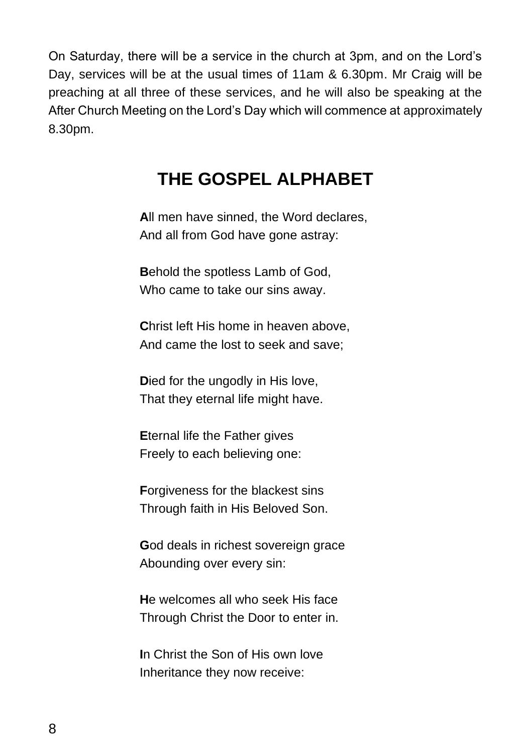On Saturday, there will be a service in the church at 3pm, and on the Lord's Day, services will be at the usual times of 11am & 6.30pm. Mr Craig will be preaching at all three of these services, and he will also be speaking at the After Church Meeting on the Lord's Day which will commence at approximately 8.30pm.

## THE GOSPEL ALPHABET

**A**ll men have sinned, the Word declares,
And all from God have gone astray:

**B**ehold the spotless Lamb of God,
Who came to take our sins away.

**C**hrist left His home in heaven above,
And came the lost to seek and save;

**D**ied for the ungodly in His love,
That they eternal life might have.

**E**ternal life the Father gives
Freely to each believing one:

**F**orgiveness for the blackest sins
Through faith in His Beloved Son.

**G**od deals in richest sovereign grace
Abounding over every sin:

**H**e welcomes all who seek His face
Through Christ the Door to enter in.

**I**n Christ the Son of His own love
Inheritance they now receive: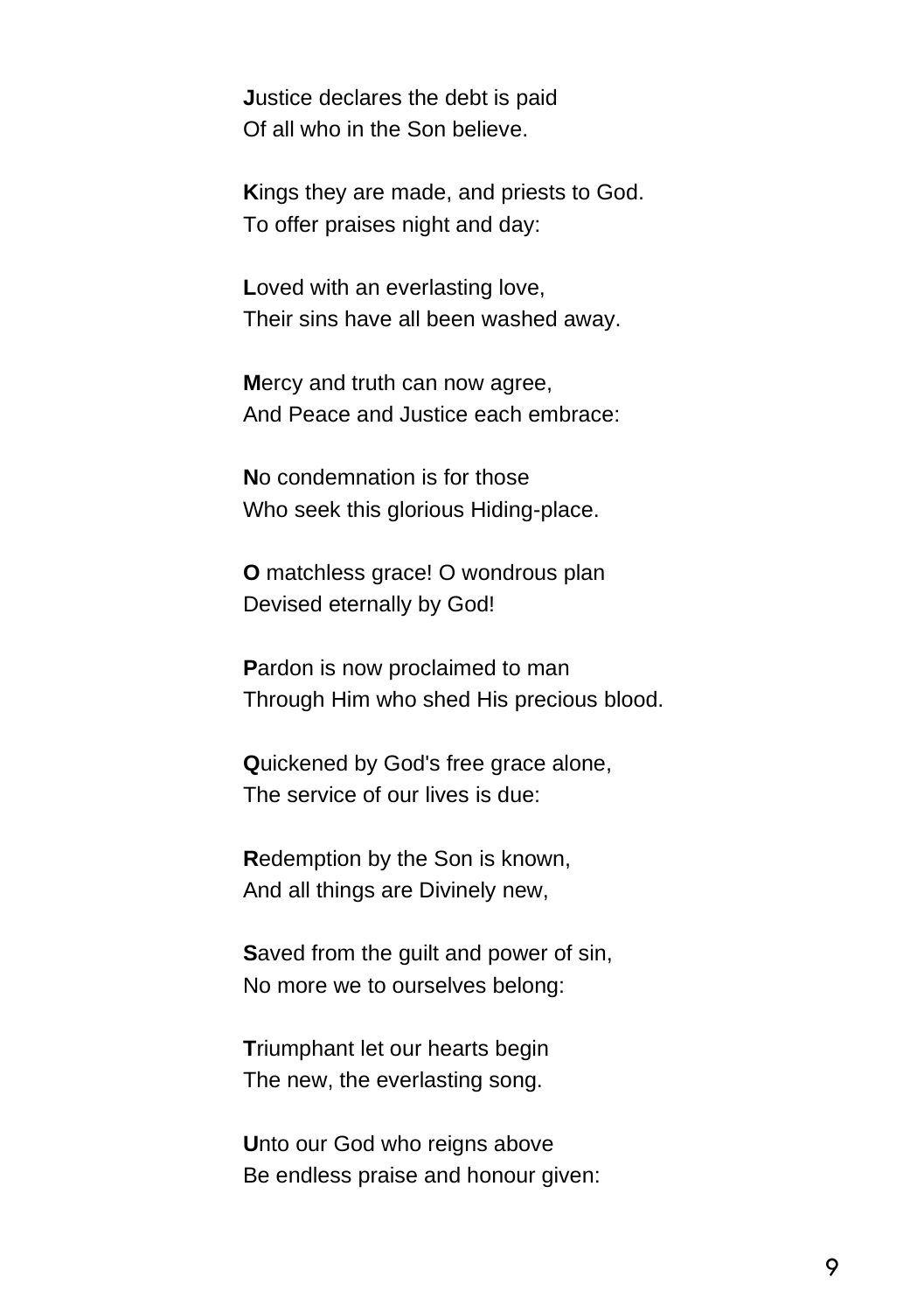**J**ustice declares the debt is paid
Of all who in the Son believe.

**K**ings they are made, and priests to God.
To offer praises night and day:

**L**oved with an everlasting love,
Their sins have all been washed away.

**M**ercy and truth can now agree,
And Peace and Justice each embrace:

**N**o condemnation is for those
Who seek this glorious Hiding-place.

**O** matchless grace! O wondrous plan
Devised eternally by God!

**P**ardon is now proclaimed to man
Through Him who shed His precious blood.

**Q**uickened by God's free grace alone,
The service of our lives is due:

**R**edemption by the Son is known,
And all things are Divinely new,

**S**aved from the guilt and power of sin,
No more we to ourselves belong:

**T**riumphant let our hearts begin
The new, the everlasting song.

**U**nto our God who reigns above
Be endless praise and honour given: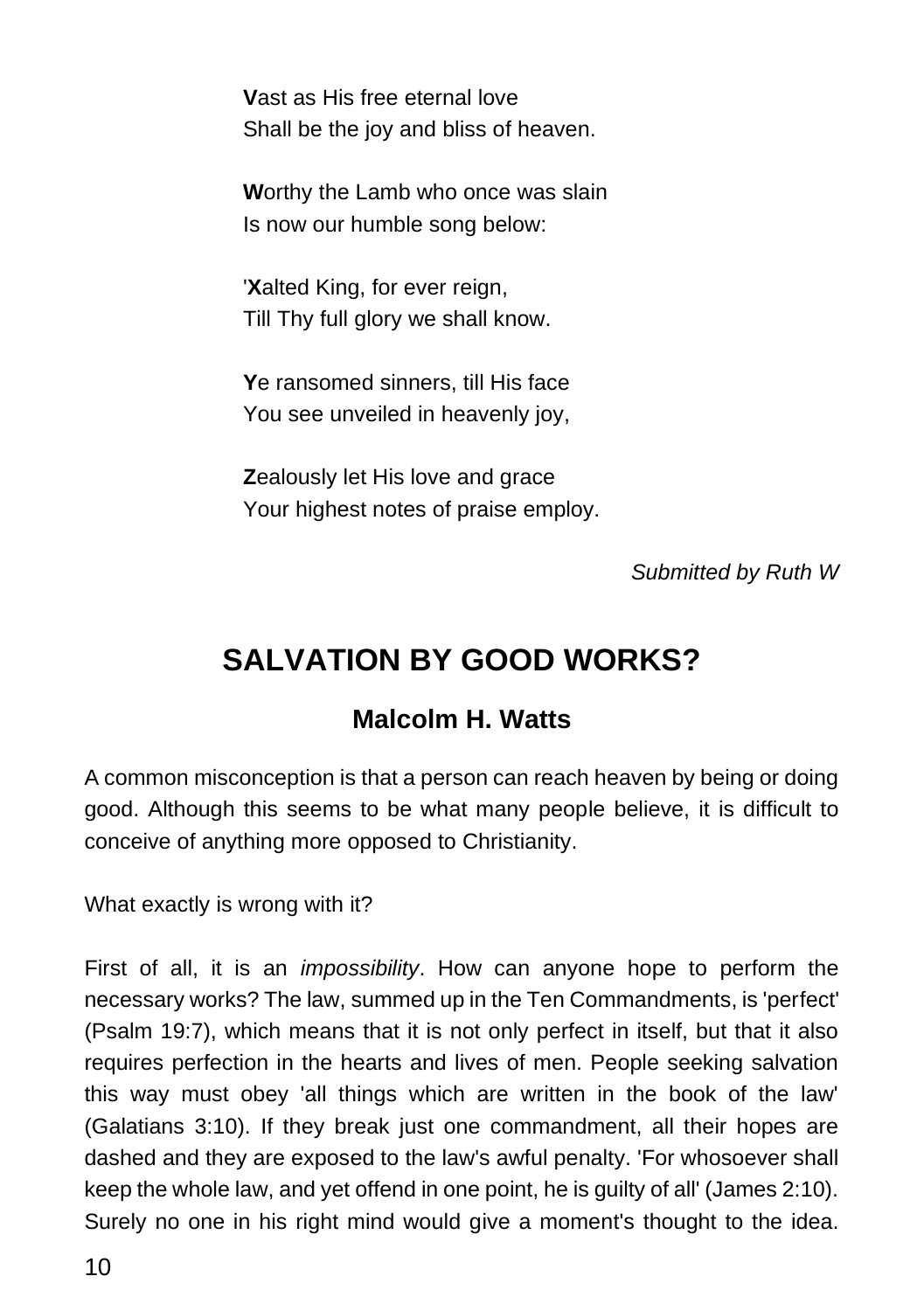**V**ast as His free eternal love
Shall be the joy and bliss of heaven.

**W**orthy the Lamb who once was slain
Is now our humble song below:

'**X**alted King, for ever reign,
Till Thy full glory we shall know.

**Y**e ransomed sinners, till His face
You see unveiled in heavenly joy,

**Z**ealously let His love and grace
Your highest notes of praise employ.

*Submitted by Ruth W*

## SALVATION BY GOOD WORKS?

### Malcolm H. Watts

A common misconception is that a person can reach heaven by being or doing good. Although this seems to be what many people believe, it is difficult to conceive of anything more opposed to Christianity.

What exactly is wrong with it?

First of all, it is an *impossibility*. How can anyone hope to perform the necessary works? The law, summed up in the Ten Commandments, is 'perfect' (Psalm 19:7), which means that it is not only perfect in itself, but that it also requires perfection in the hearts and lives of men. People seeking salvation this way must obey 'all things which are written in the book of the law' (Galatians 3:10). If they break just one commandment, all their hopes are dashed and they are exposed to the law's awful penalty. 'For whosoever shall keep the whole law, and yet offend in one point, he is guilty of all' (James 2:10). Surely no one in his right mind would give a moment's thought to the idea.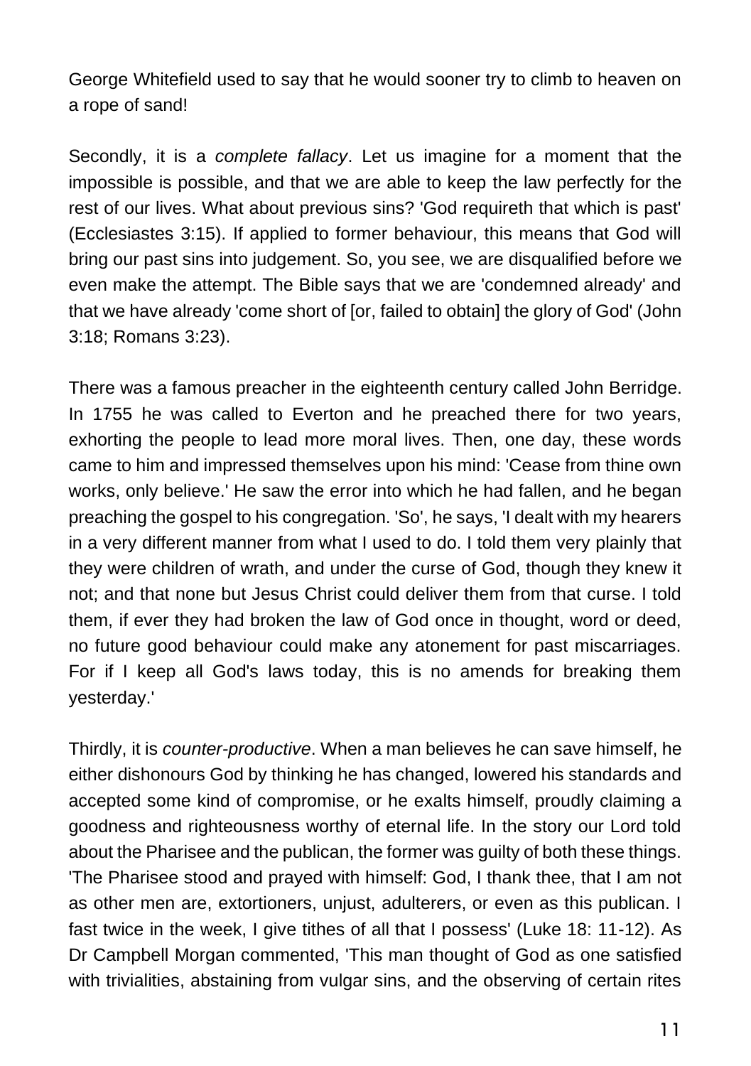George Whitefield used to say that he would sooner try to climb to heaven on a rope of sand!

Secondly, it is a *complete fallacy*. Let us imagine for a moment that the impossible is possible, and that we are able to keep the law perfectly for the rest of our lives. What about previous sins? 'God requireth that which is past' (Ecclesiastes 3:15). If applied to former behaviour, this means that God will bring our past sins into judgement. So, you see, we are disqualified before we even make the attempt. The Bible says that we are 'condemned already' and that we have already 'come short of [or, failed to obtain] the glory of God' (John 3:18; Romans 3:23).

There was a famous preacher in the eighteenth century called John Berridge. In 1755 he was called to Everton and he preached there for two years, exhorting the people to lead more moral lives. Then, one day, these words came to him and impressed themselves upon his mind: 'Cease from thine own works, only believe.' He saw the error into which he had fallen, and he began preaching the gospel to his congregation. 'So', he says, 'I dealt with my hearers in a very different manner from what I used to do. I told them very plainly that they were children of wrath, and under the curse of God, though they knew it not; and that none but Jesus Christ could deliver them from that curse. I told them, if ever they had broken the law of God once in thought, word or deed, no future good behaviour could make any atonement for past miscarriages. For if I keep all God's laws today, this is no amends for breaking them yesterday.'

Thirdly, it is *counter-productive*. When a man believes he can save himself, he either dishonours God by thinking he has changed, lowered his standards and accepted some kind of compromise, or he exalts himself, proudly claiming a goodness and righteousness worthy of eternal life. In the story our Lord told about the Pharisee and the publican, the former was guilty of both these things. 'The Pharisee stood and prayed with himself: God, I thank thee, that I am not as other men are, extortioners, unjust, adulterers, or even as this publican. I fast twice in the week, I give tithes of all that I possess' (Luke 18: 11-12). As Dr Campbell Morgan commented, 'This man thought of God as one satisfied with trivialities, abstaining from vulgar sins, and the observing of certain rites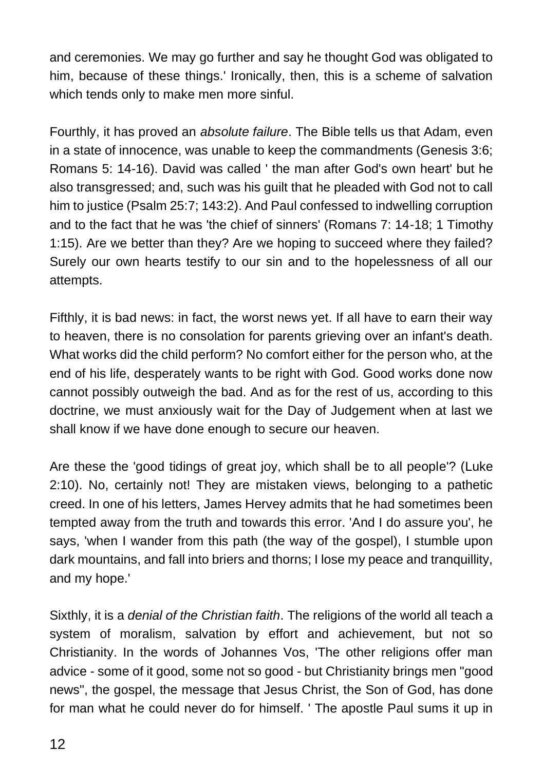and ceremonies. We may go further and say he thought God was obligated to him, because of these things.' Ironically, then, this is a scheme of salvation which tends only to make men more sinful.

Fourthly, it has proved an *absolute failure*. The Bible tells us that Adam, even in a state of innocence, was unable to keep the commandments (Genesis 3:6; Romans 5: 14-16). David was called ' the man after God's own heart' but he also transgressed; and, such was his guilt that he pleaded with God not to call him to justice (Psalm 25:7; 143:2). And Paul confessed to indwelling corruption and to the fact that he was 'the chief of sinners' (Romans 7: 14-18; 1 Timothy 1:15). Are we better than they? Are we hoping to succeed where they failed? Surely our own hearts testify to our sin and to the hopelessness of all our attempts.

Fifthly, it is bad news: in fact, the worst news yet. If all have to earn their way to heaven, there is no consolation for parents grieving over an infant's death. What works did the child perform? No comfort either for the person who, at the end of his life, desperately wants to be right with God. Good works done now cannot possibly outweigh the bad. And as for the rest of us, according to this doctrine, we must anxiously wait for the Day of Judgement when at last we shall know if we have done enough to secure our heaven.

Are these the 'good tidings of great joy, which shall be to all people'? (Luke 2:10). No, certainly not! They are mistaken views, belonging to a pathetic creed. In one of his letters, James Hervey admits that he had sometimes been tempted away from the truth and towards this error. 'And I do assure you', he says, 'when I wander from this path (the way of the gospel), I stumble upon dark mountains, and fall into briers and thorns; I lose my peace and tranquillity, and my hope.'

Sixthly, it is a *denial of the Christian faith*. The religions of the world all teach a system of moralism, salvation by effort and achievement, but not so Christianity. In the words of Johannes Vos, 'The other religions offer man advice - some of it good, some not so good - but Christianity brings men "good news", the gospel, the message that Jesus Christ, the Son of God, has done for man what he could never do for himself. ' The apostle Paul sums it up in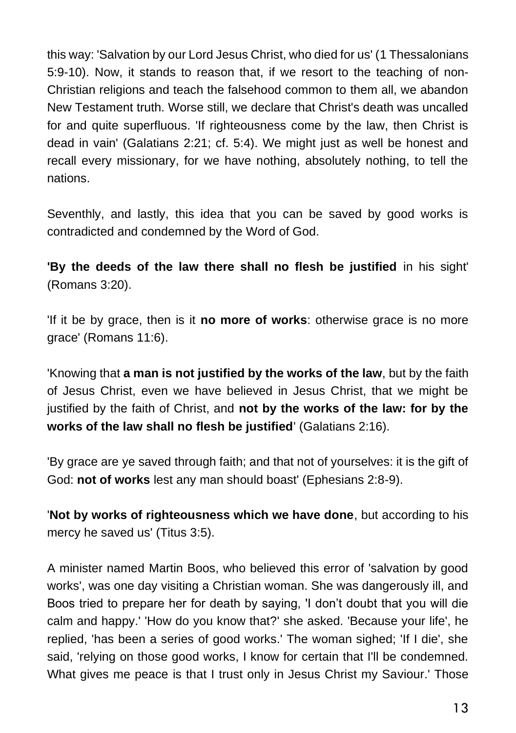this way: 'Salvation by our Lord Jesus Christ, who died for us' (1 Thessalonians 5:9-10). Now, it stands to reason that, if we resort to the teaching of non-Christian religions and teach the falsehood common to them all, we abandon New Testament truth. Worse still, we declare that Christ's death was uncalled for and quite superfluous. 'If righteousness come by the law, then Christ is dead in vain' (Galatians 2:21; cf. 5:4). We might just as well be honest and recall every missionary, for we have nothing, absolutely nothing, to tell the nations.

Seventhly, and lastly, this idea that you can be saved by good works is contradicted and condemned by the Word of God.

**'By the deeds of the law there shall no flesh be justified** in his sight' (Romans 3:20).

'If it be by grace, then is it **no more of works**: otherwise grace is no more grace' (Romans 11:6).

'Knowing that **a man is not justified by the works of the law**, but by the faith of Jesus Christ, even we have believed in Jesus Christ, that we might be justified by the faith of Christ, and **not by the works of the law: for by the works of the law shall no flesh be justified**' (Galatians 2:16).

'By grace are ye saved through faith; and that not of yourselves: it is the gift of God: **not of works** lest any man should boast' (Ephesians 2:8-9).

'**Not by works of righteousness which we have done**, but according to his mercy he saved us' (Titus 3:5).

A minister named Martin Boos, who believed this error of 'salvation by good works', was one day visiting a Christian woman. She was dangerously ill, and Boos tried to prepare her for death by saying, 'I don't doubt that you will die calm and happy.' 'How do you know that?' she asked. 'Because your life', he replied, 'has been a series of good works.' The woman sighed; 'If I die', she said, 'relying on those good works, I know for certain that I'll be condemned. What gives me peace is that I trust only in Jesus Christ my Saviour.' Those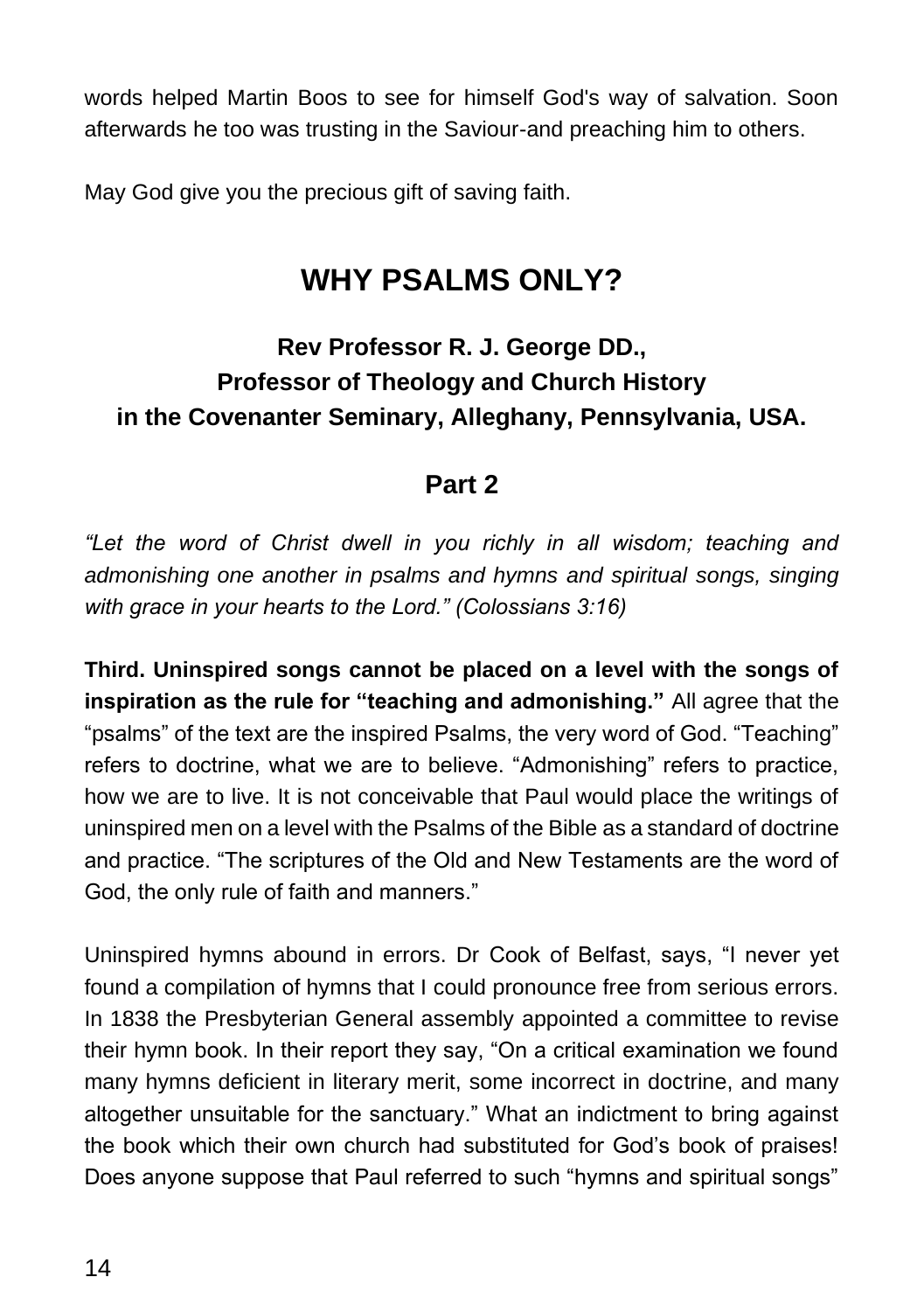words helped Martin Boos to see for himself God's way of salvation. Soon afterwards he too was trusting in the Saviour-and preaching him to others.

May God give you the precious gift of saving faith.

# WHY PSALMS ONLY?

### Rev Professor R. J. George DD.,
### Professor of Theology and Church History
### in the Covenanter Seminary, Alleghany, Pennsylvania, USA.

## Part 2

*"Let the word of Christ dwell in you richly in all wisdom; teaching and admonishing one another in psalms and hymns and spiritual songs, singing with grace in your hearts to the Lord." (Colossians 3:16)*

**Third. Uninspired songs cannot be placed on a level with the songs of inspiration as the rule for "teaching and admonishing."** All agree that the "psalms" of the text are the inspired Psalms, the very word of God. "Teaching" refers to doctrine, what we are to believe. "Admonishing" refers to practice, how we are to live. It is not conceivable that Paul would place the writings of uninspired men on a level with the Psalms of the Bible as a standard of doctrine and practice. "The scriptures of the Old and New Testaments are the word of God, the only rule of faith and manners."

Uninspired hymns abound in errors. Dr Cook of Belfast, says, "I never yet found a compilation of hymns that I could pronounce free from serious errors. In 1838 the Presbyterian General assembly appointed a committee to revise their hymn book. In their report they say, "On a critical examination we found many hymns deficient in literary merit, some incorrect in doctrine, and many altogether unsuitable for the sanctuary." What an indictment to bring against the book which their own church had substituted for God's book of praises! Does anyone suppose that Paul referred to such "hymns and spiritual songs"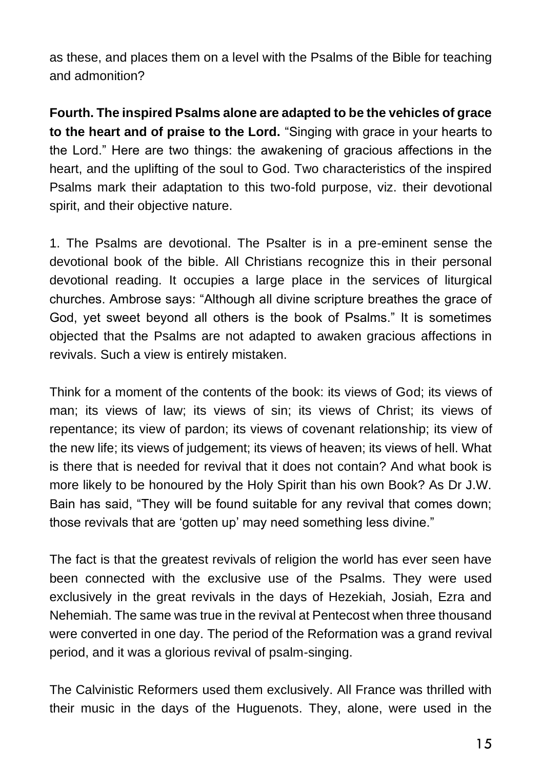as these, and places them on a level with the Psalms of the Bible for teaching and admonition?

**Fourth. The inspired Psalms alone are adapted to be the vehicles of grace to the heart and of praise to the Lord.** "Singing with grace in your hearts to the Lord." Here are two things: the awakening of gracious affections in the heart, and the uplifting of the soul to God. Two characteristics of the inspired Psalms mark their adaptation to this two-fold purpose, viz. their devotional spirit, and their objective nature.

1. The Psalms are devotional. The Psalter is in a pre-eminent sense the devotional book of the bible. All Christians recognize this in their personal devotional reading. It occupies a large place in the services of liturgical churches. Ambrose says: "Although all divine scripture breathes the grace of God, yet sweet beyond all others is the book of Psalms." It is sometimes objected that the Psalms are not adapted to awaken gracious affections in revivals. Such a view is entirely mistaken.

Think for a moment of the contents of the book: its views of God; its views of man; its views of law; its views of sin; its views of Christ; its views of repentance; its view of pardon; its views of covenant relationship; its view of the new life; its views of judgement; its views of heaven; its views of hell. What is there that is needed for revival that it does not contain? And what book is more likely to be honoured by the Holy Spirit than his own Book? As Dr J.W. Bain has said, "They will be found suitable for any revival that comes down; those revivals that are 'gotten up' may need something less divine."

The fact is that the greatest revivals of religion the world has ever seen have been connected with the exclusive use of the Psalms. They were used exclusively in the great revivals in the days of Hezekiah, Josiah, Ezra and Nehemiah. The same was true in the revival at Pentecost when three thousand were converted in one day. The period of the Reformation was a grand revival period, and it was a glorious revival of psalm-singing.

The Calvinistic Reformers used them exclusively. All France was thrilled with their music in the days of the Huguenots. They, alone, were used in the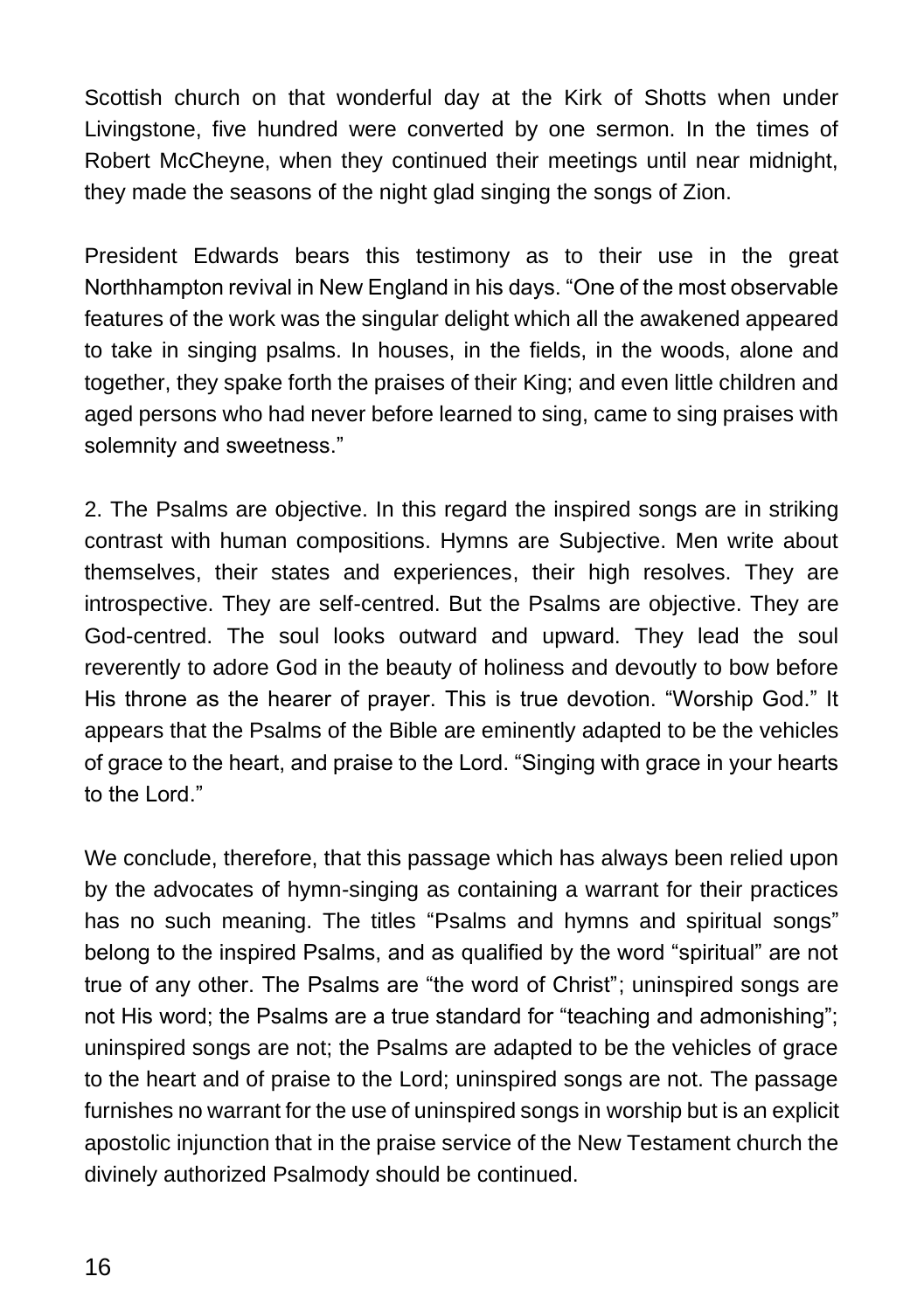Scottish church on that wonderful day at the Kirk of Shotts when under Livingstone, five hundred were converted by one sermon. In the times of Robert McCheyne, when they continued their meetings until near midnight, they made the seasons of the night glad singing the songs of Zion.

President Edwards bears this testimony as to their use in the great Northhampton revival in New England in his days. "One of the most observable features of the work was the singular delight which all the awakened appeared to take in singing psalms. In houses, in the fields, in the woods, alone and together, they spake forth the praises of their King; and even little children and aged persons who had never before learned to sing, came to sing praises with solemnity and sweetness."

2. The Psalms are objective. In this regard the inspired songs are in striking contrast with human compositions. Hymns are Subjective. Men write about themselves, their states and experiences, their high resolves. They are introspective. They are self-centred. But the Psalms are objective. They are God-centred. The soul looks outward and upward. They lead the soul reverently to adore God in the beauty of holiness and devoutly to bow before His throne as the hearer of prayer. This is true devotion. "Worship God." It appears that the Psalms of the Bible are eminently adapted to be the vehicles of grace to the heart, and praise to the Lord. "Singing with grace in your hearts to the Lord."

We conclude, therefore, that this passage which has always been relied upon by the advocates of hymn-singing as containing a warrant for their practices has no such meaning. The titles "Psalms and hymns and spiritual songs" belong to the inspired Psalms, and as qualified by the word "spiritual" are not true of any other. The Psalms are "the word of Christ"; uninspired songs are not His word; the Psalms are a true standard for "teaching and admonishing"; uninspired songs are not; the Psalms are adapted to be the vehicles of grace to the heart and of praise to the Lord; uninspired songs are not. The passage furnishes no warrant for the use of uninspired songs in worship but is an explicit apostolic injunction that in the praise service of the New Testament church the divinely authorized Psalmody should be continued.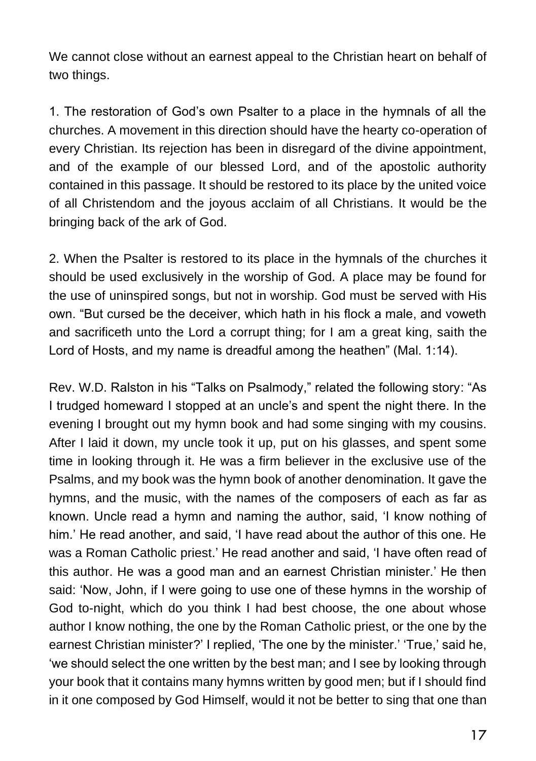We cannot close without an earnest appeal to the Christian heart on behalf of two things.

1. The restoration of God's own Psalter to a place in the hymnals of all the churches. A movement in this direction should have the hearty co-operation of every Christian. Its rejection has been in disregard of the divine appointment, and of the example of our blessed Lord, and of the apostolic authority contained in this passage. It should be restored to its place by the united voice of all Christendom and the joyous acclaim of all Christians. It would be the bringing back of the ark of God.

2. When the Psalter is restored to its place in the hymnals of the churches it should be used exclusively in the worship of God. A place may be found for the use of uninspired songs, but not in worship. God must be served with His own. "But cursed be the deceiver, which hath in his flock a male, and voweth and sacrificeth unto the Lord a corrupt thing; for I am a great king, saith the Lord of Hosts, and my name is dreadful among the heathen" (Mal. 1:14).

Rev. W.D. Ralston in his "Talks on Psalmody," related the following story: "As I trudged homeward I stopped at an uncle's and spent the night there. In the evening I brought out my hymn book and had some singing with my cousins. After I laid it down, my uncle took it up, put on his glasses, and spent some time in looking through it. He was a firm believer in the exclusive use of the Psalms, and my book was the hymn book of another denomination. It gave the hymns, and the music, with the names of the composers of each as far as known. Uncle read a hymn and naming the author, said, 'I know nothing of him.' He read another, and said, 'I have read about the author of this one. He was a Roman Catholic priest.' He read another and said, 'I have often read of this author. He was a good man and an earnest Christian minister.' He then said: 'Now, John, if I were going to use one of these hymns in the worship of God to-night, which do you think I had best choose, the one about whose author I know nothing, the one by the Roman Catholic priest, or the one by the earnest Christian minister?' I replied, 'The one by the minister.' 'True,' said he, 'we should select the one written by the best man; and I see by looking through your book that it contains many hymns written by good men; but if I should find in it one composed by God Himself, would it not be better to sing that one than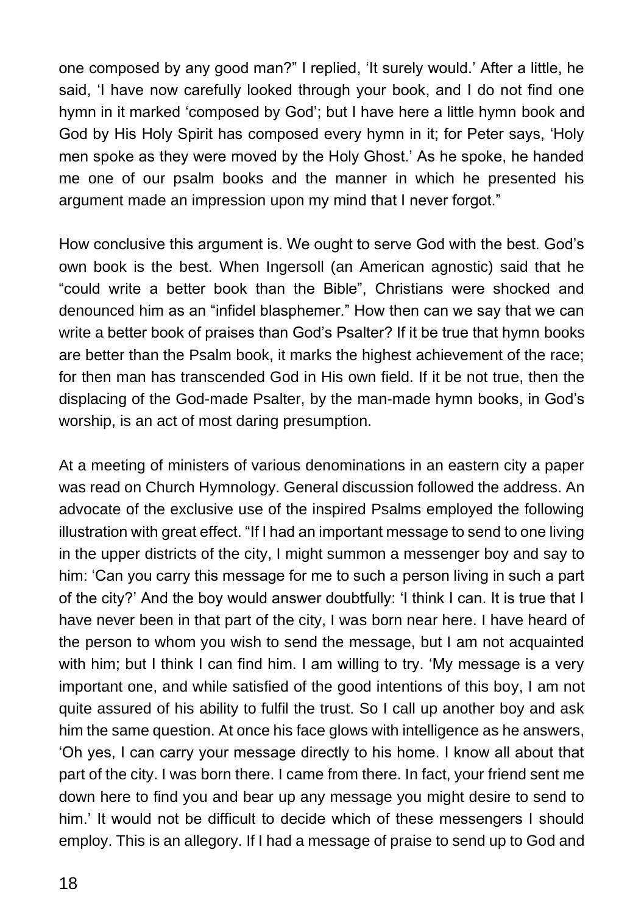one composed by any good man?" I replied, 'It surely would.' After a little, he said, 'I have now carefully looked through your book, and I do not find one hymn in it marked 'composed by God'; but I have here a little hymn book and God by His Holy Spirit has composed every hymn in it; for Peter says, 'Holy men spoke as they were moved by the Holy Ghost.' As he spoke, he handed me one of our psalm books and the manner in which he presented his argument made an impression upon my mind that I never forgot."

How conclusive this argument is. We ought to serve God with the best. God's own book is the best. When Ingersoll (an American agnostic) said that he "could write a better book than the Bible", Christians were shocked and denounced him as an "infidel blasphemer." How then can we say that we can write a better book of praises than God's Psalter? If it be true that hymn books are better than the Psalm book, it marks the highest achievement of the race; for then man has transcended God in His own field. If it be not true, then the displacing of the God-made Psalter, by the man-made hymn books, in God's worship, is an act of most daring presumption.

At a meeting of ministers of various denominations in an eastern city a paper was read on Church Hymnology. General discussion followed the address. An advocate of the exclusive use of the inspired Psalms employed the following illustration with great effect. "If I had an important message to send to one living in the upper districts of the city, I might summon a messenger boy and say to him: 'Can you carry this message for me to such a person living in such a part of the city?' And the boy would answer doubtfully: 'I think I can. It is true that I have never been in that part of the city, I was born near here. I have heard of the person to whom you wish to send the message, but I am not acquainted with him; but I think I can find him. I am willing to try. 'My message is a very important one, and while satisfied of the good intentions of this boy, I am not quite assured of his ability to fulfil the trust. So I call up another boy and ask him the same question. At once his face glows with intelligence as he answers, 'Oh yes, I can carry your message directly to his home. I know all about that part of the city. I was born there. I came from there. In fact, your friend sent me down here to find you and bear up any message you might desire to send to him.' It would not be difficult to decide which of these messengers I should employ. This is an allegory. If I had a message of praise to send up to God and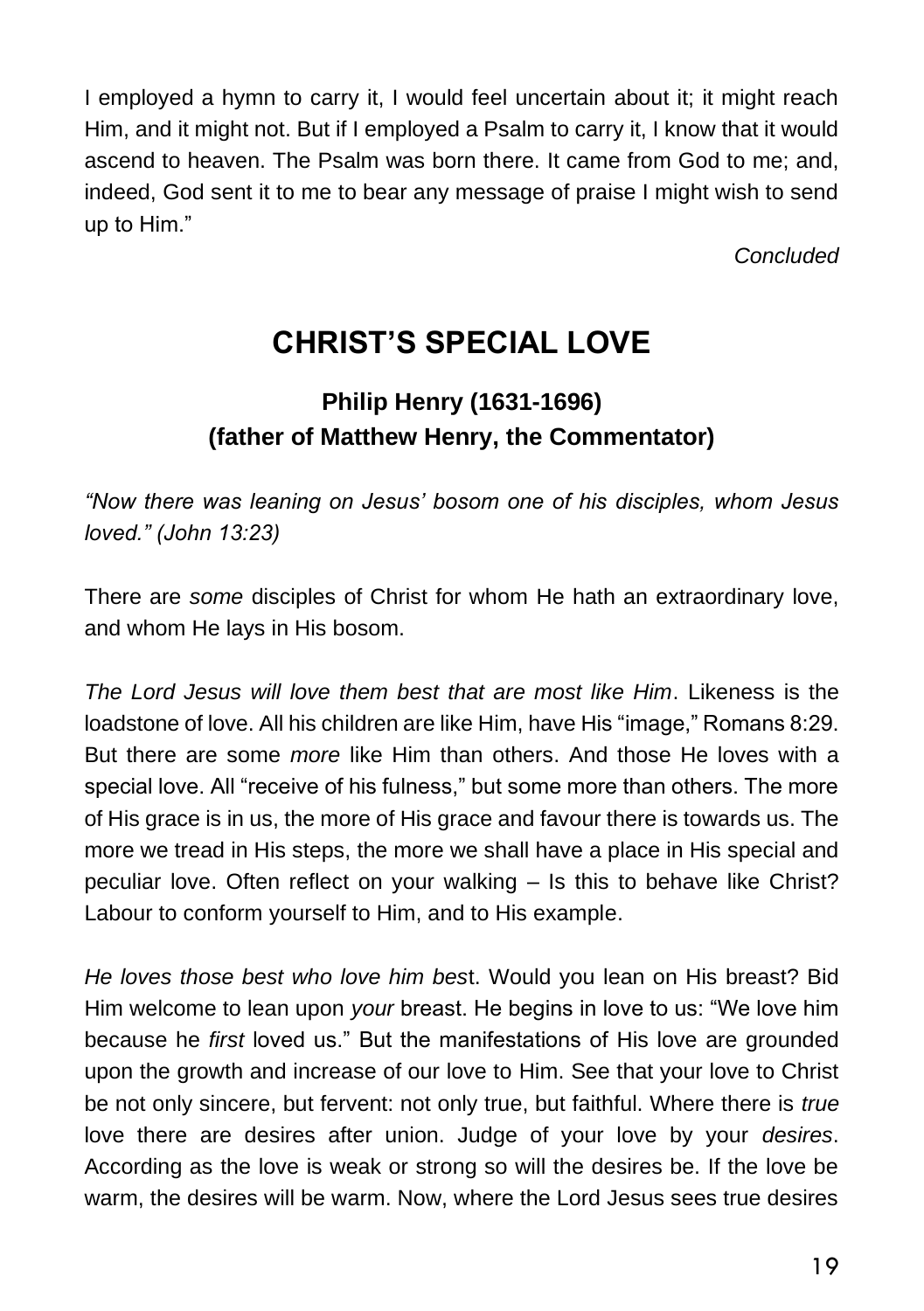I employed a hymn to carry it, I would feel uncertain about it; it might reach Him, and it might not. But if I employed a Psalm to carry it, I know that it would ascend to heaven. The Psalm was born there. It came from God to me; and, indeed, God sent it to me to bear any message of praise I might wish to send up to Him."

*Concluded*

# CHRIST'S SPECIAL LOVE

### Philip Henry (1631-1696)
### (father of Matthew Henry, the Commentator)

*"Now there was leaning on Jesus' bosom one of his disciples, whom Jesus loved." (John 13:23)*

There are *some* disciples of Christ for whom He hath an extraordinary love, and whom He lays in His bosom.

*The Lord Jesus will love them best that are most like Him*. Likeness is the loadstone of love. All his children are like Him, have His "image," Romans 8:29. But there are some *more* like Him than others. And those He loves with a special love. All "receive of his fulness," but some more than others. The more of His grace is in us, the more of His grace and favour there is towards us. The more we tread in His steps, the more we shall have a place in His special and peculiar love. Often reflect on your walking – Is this to behave like Christ? Labour to conform yourself to Him, and to His example.

*He loves those best who love him bes*t. Would you lean on His breast? Bid Him welcome to lean upon *your* breast. He begins in love to us: "We love him because he *first* loved us." But the manifestations of His love are grounded upon the growth and increase of our love to Him. See that your love to Christ be not only sincere, but fervent: not only true, but faithful. Where there is *true* love there are desires after union. Judge of your love by your *desires*. According as the love is weak or strong so will the desires be. If the love be warm, the desires will be warm. Now, where the Lord Jesus sees true desires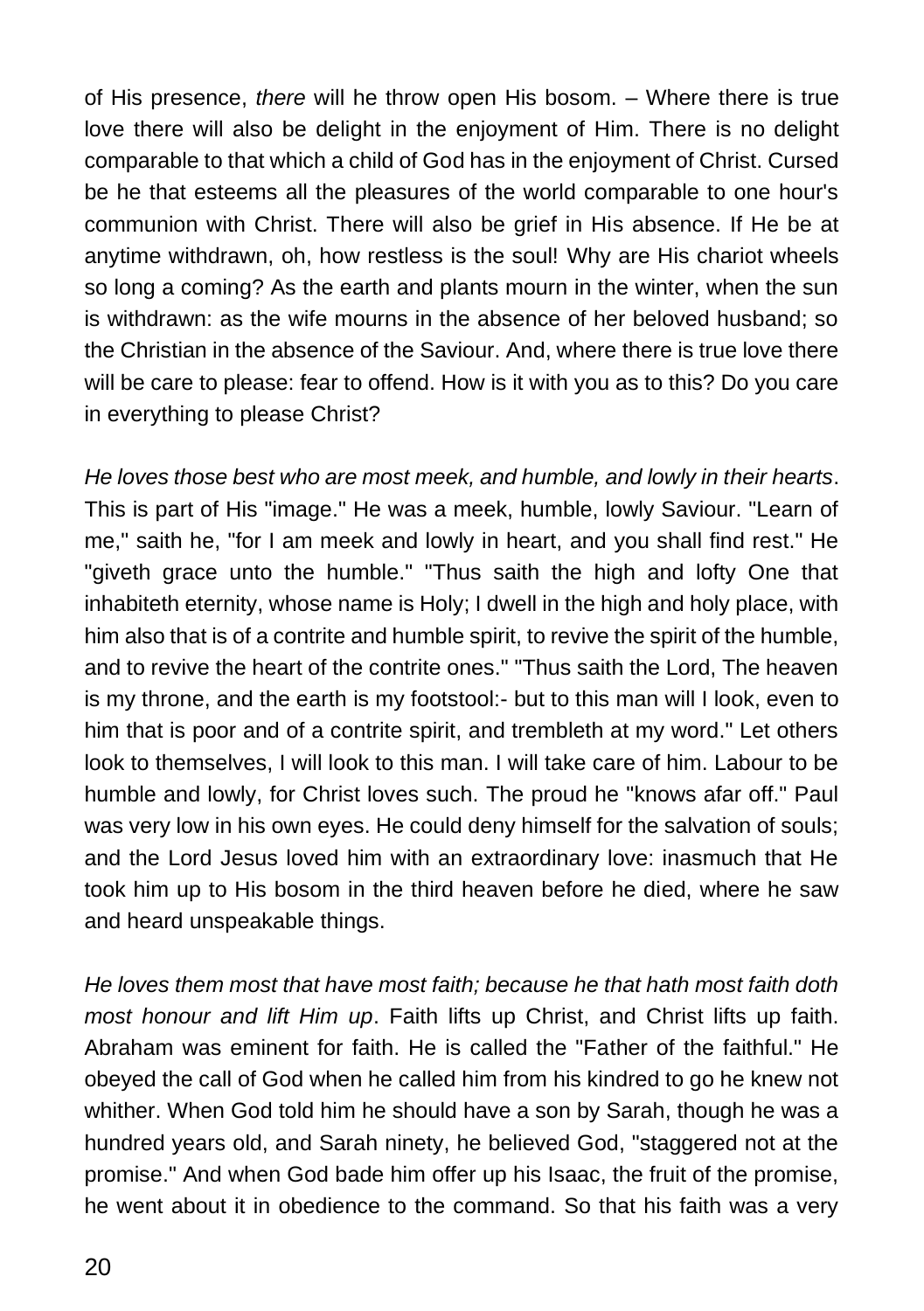of His presence, *there* will he throw open His bosom. – Where there is true love there will also be delight in the enjoyment of Him. There is no delight comparable to that which a child of God has in the enjoyment of Christ. Cursed be he that esteems all the pleasures of the world comparable to one hour's communion with Christ. There will also be grief in His absence. If He be at anytime withdrawn, oh, how restless is the soul! Why are His chariot wheels so long a coming? As the earth and plants mourn in the winter, when the sun is withdrawn: as the wife mourns in the absence of her beloved husband; so the Christian in the absence of the Saviour. And, where there is true love there will be care to please: fear to offend. How is it with you as to this? Do you care in everything to please Christ?

*He loves those best who are most meek, and humble, and lowly in their hearts*. This is part of His "image." He was a meek, humble, lowly Saviour. "Learn of me," saith he, "for I am meek and lowly in heart, and you shall find rest." He "giveth grace unto the humble." "Thus saith the high and lofty One that inhabiteth eternity, whose name is Holy; I dwell in the high and holy place, with him also that is of a contrite and humble spirit, to revive the spirit of the humble, and to revive the heart of the contrite ones." "Thus saith the Lord, The heaven is my throne, and the earth is my footstool:- but to this man will I look, even to him that is poor and of a contrite spirit, and trembleth at my word." Let others look to themselves, I will look to this man. I will take care of him. Labour to be humble and lowly, for Christ loves such. The proud he "knows afar off." Paul was very low in his own eyes. He could deny himself for the salvation of souls; and the Lord Jesus loved him with an extraordinary love: inasmuch that He took him up to His bosom in the third heaven before he died, where he saw and heard unspeakable things.

*He loves them most that have most faith; because he that hath most faith doth most honour and lift Him up*. Faith lifts up Christ, and Christ lifts up faith. Abraham was eminent for faith. He is called the "Father of the faithful." He obeyed the call of God when he called him from his kindred to go he knew not whither. When God told him he should have a son by Sarah, though he was a hundred years old, and Sarah ninety, he believed God, "staggered not at the promise." And when God bade him offer up his Isaac, the fruit of the promise, he went about it in obedience to the command. So that his faith was a very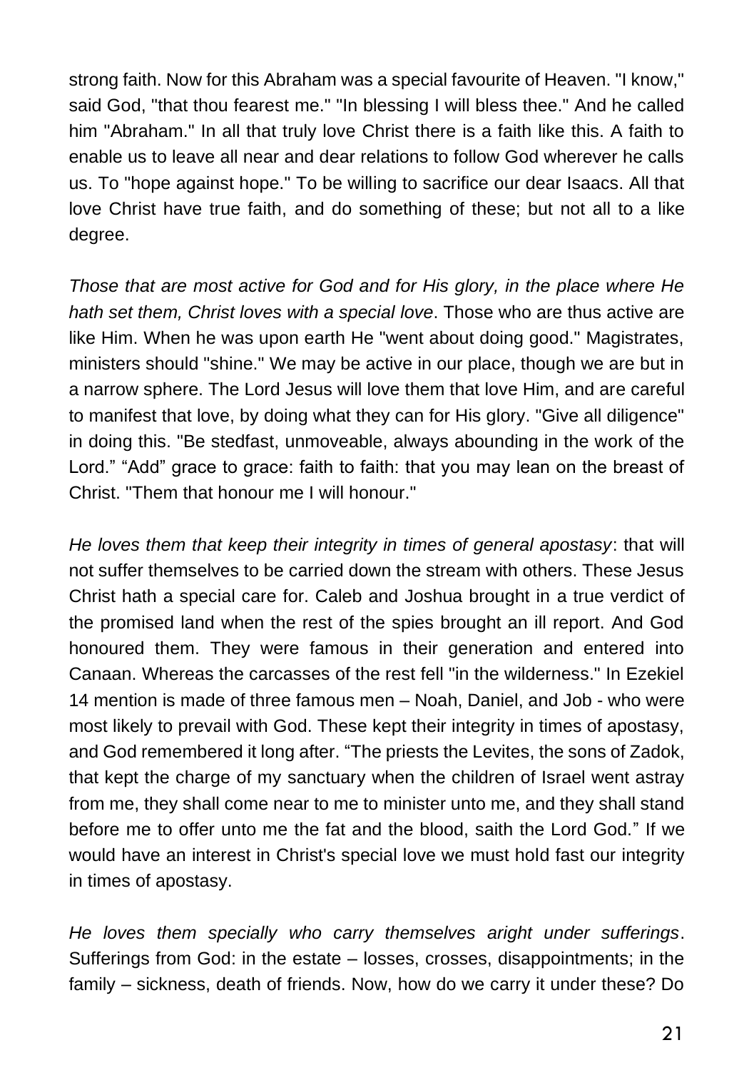strong faith. Now for this Abraham was a special favourite of Heaven. "I know," said God, "that thou fearest me." "In blessing I will bless thee." And he called him "Abraham." In all that truly love Christ there is a faith like this. A faith to enable us to leave all near and dear relations to follow God wherever he calls us. To "hope against hope." To be willing to sacrifice our dear Isaacs. All that love Christ have true faith, and do something of these; but not all to a like degree.

*Those that are most active for God and for His glory, in the place where He hath set them, Christ loves with a special love*. Those who are thus active are like Him. When he was upon earth He "went about doing good." Magistrates, ministers should "shine." We may be active in our place, though we are but in a narrow sphere. The Lord Jesus will love them that love Him, and are careful to manifest that love, by doing what they can for His glory. "Give all diligence" in doing this. "Be stedfast, unmoveable, always abounding in the work of the Lord." "Add" grace to grace: faith to faith: that you may lean on the breast of Christ. "Them that honour me I will honour."

*He loves them that keep their integrity in times of general apostasy*: that will not suffer themselves to be carried down the stream with others. These Jesus Christ hath a special care for. Caleb and Joshua brought in a true verdict of the promised land when the rest of the spies brought an ill report. And God honoured them. They were famous in their generation and entered into Canaan. Whereas the carcasses of the rest fell "in the wilderness." In Ezekiel 14 mention is made of three famous men – Noah, Daniel, and Job - who were most likely to prevail with God. These kept their integrity in times of apostasy, and God remembered it long after. "The priests the Levites, the sons of Zadok, that kept the charge of my sanctuary when the children of Israel went astray from me, they shall come near to me to minister unto me, and they shall stand before me to offer unto me the fat and the blood, saith the Lord God." If we would have an interest in Christ's special love we must hold fast our integrity in times of apostasy.

*He loves them specially who carry themselves aright under sufferings*. Sufferings from God: in the estate – losses, crosses, disappointments; in the family – sickness, death of friends. Now, how do we carry it under these? Do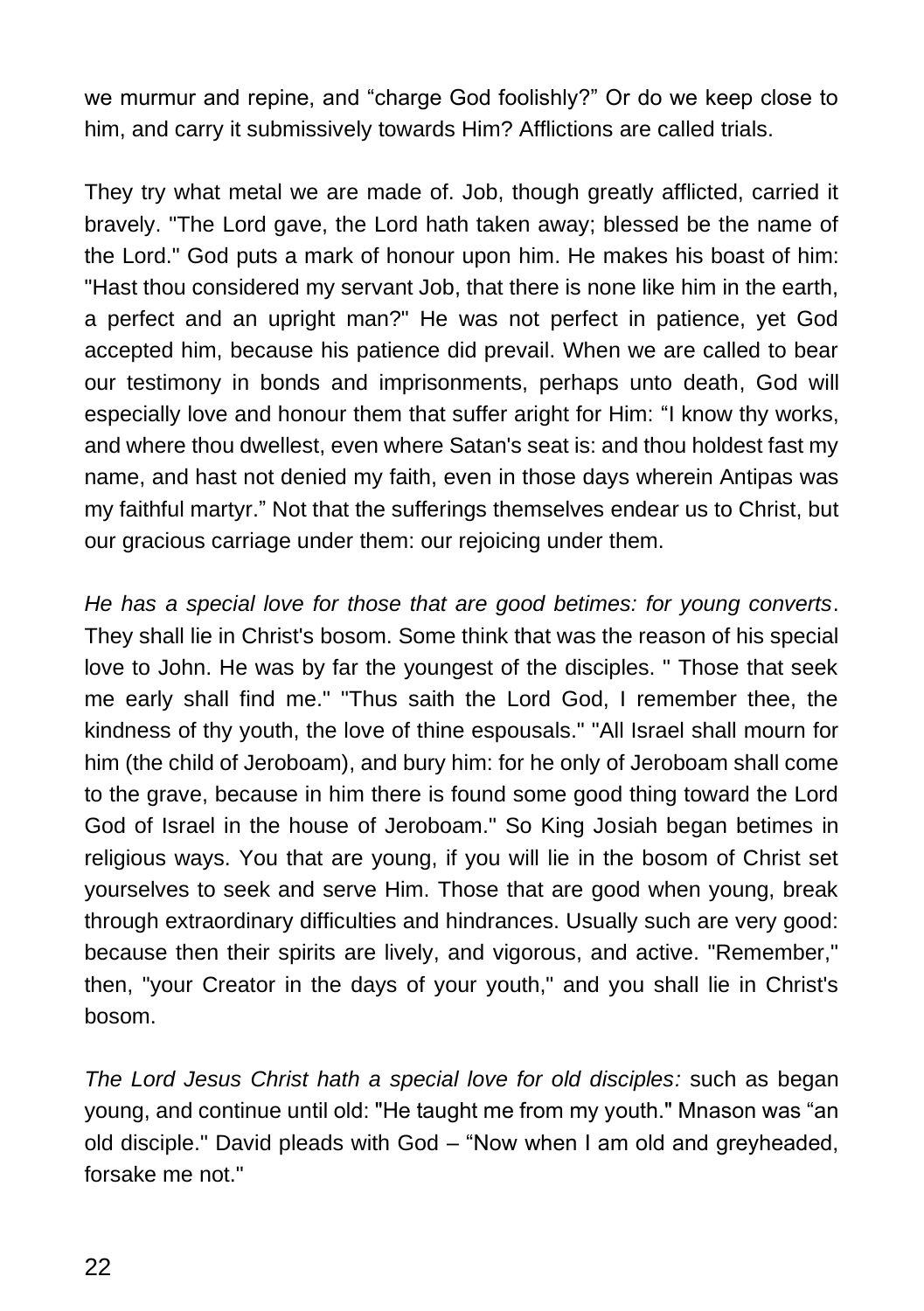we murmur and repine, and "charge God foolishly?" Or do we keep close to him, and carry it submissively towards Him? Afflictions are called trials.

They try what metal we are made of. Job, though greatly afflicted, carried it bravely. "The Lord gave, the Lord hath taken away; blessed be the name of the Lord." God puts a mark of honour upon him. He makes his boast of him: "Hast thou considered my servant Job, that there is none like him in the earth, a perfect and an upright man?" He was not perfect in patience, yet God accepted him, because his patience did prevail. When we are called to bear our testimony in bonds and imprisonments, perhaps unto death, God will especially love and honour them that suffer aright for Him: "I know thy works, and where thou dwellest, even where Satan's seat is: and thou holdest fast my name, and hast not denied my faith, even in those days wherein Antipas was my faithful martyr." Not that the sufferings themselves endear us to Christ, but our gracious carriage under them: our rejoicing under them.

*He has a special love for those that are good betimes: for young converts*. They shall lie in Christ's bosom. Some think that was the reason of his special love to John. He was by far the youngest of the disciples. " Those that seek me early shall find me." "Thus saith the Lord God, I remember thee, the kindness of thy youth, the love of thine espousals." "All Israel shall mourn for him (the child of Jeroboam), and bury him: for he only of Jeroboam shall come to the grave, because in him there is found some good thing toward the Lord God of Israel in the house of Jeroboam." So King Josiah began betimes in religious ways. You that are young, if you will lie in the bosom of Christ set yourselves to seek and serve Him. Those that are good when young, break through extraordinary difficulties and hindrances. Usually such are very good: because then their spirits are lively, and vigorous, and active. "Remember," then, "your Creator in the days of your youth," and you shall lie in Christ's bosom.

*The Lord Jesus Christ hath a special love for old disciples:* such as began young, and continue until old: "He taught me from my youth." Mnason was "an old disciple." David pleads with God – "Now when I am old and greyheaded, forsake me not."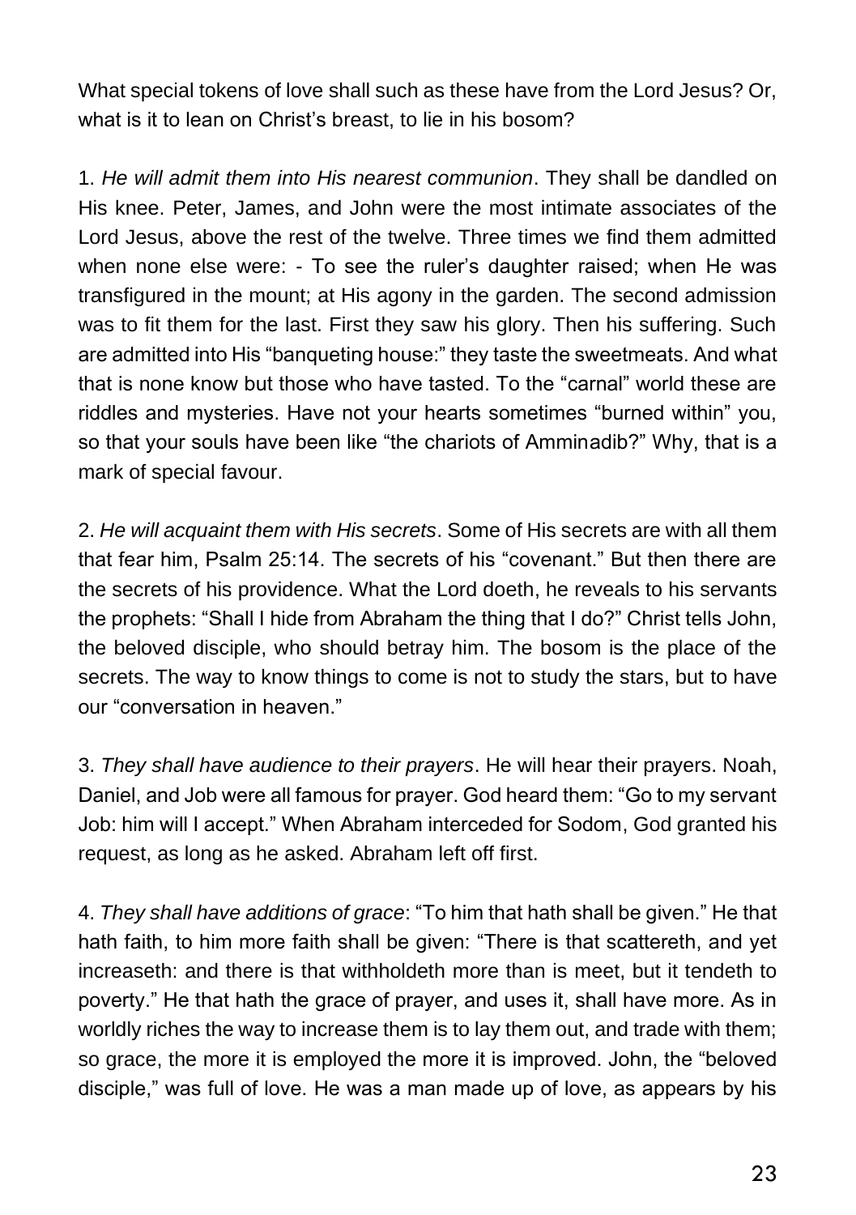What special tokens of love shall such as these have from the Lord Jesus? Or, what is it to lean on Christ's breast, to lie in his bosom?

1. *He will admit them into His nearest communion*. They shall be dandled on His knee. Peter, James, and John were the most intimate associates of the Lord Jesus, above the rest of the twelve. Three times we find them admitted when none else were: - To see the ruler's daughter raised; when He was transfigured in the mount; at His agony in the garden. The second admission was to fit them for the last. First they saw his glory. Then his suffering. Such are admitted into His "banqueting house:" they taste the sweetmeats. And what that is none know but those who have tasted. To the "carnal" world these are riddles and mysteries. Have not your hearts sometimes "burned within" you, so that your souls have been like "the chariots of Amminadib?" Why, that is a mark of special favour.

2. *He will acquaint them with His secrets*. Some of His secrets are with all them that fear him, Psalm 25:14. The secrets of his "covenant." But then there are the secrets of his providence. What the Lord doeth, he reveals to his servants the prophets: "Shall I hide from Abraham the thing that I do?" Christ tells John, the beloved disciple, who should betray him. The bosom is the place of the secrets. The way to know things to come is not to study the stars, but to have our "conversation in heaven."

3. *They shall have audience to their prayers*. He will hear their prayers. Noah, Daniel, and Job were all famous for prayer. God heard them: "Go to my servant Job: him will I accept." When Abraham interceded for Sodom, God granted his request, as long as he asked. Abraham left off first.

4. *They shall have additions of grace*: "To him that hath shall be given." He that hath faith, to him more faith shall be given: "There is that scattereth, and yet increaseth: and there is that withholdeth more than is meet, but it tendeth to poverty." He that hath the grace of prayer, and uses it, shall have more. As in worldly riches the way to increase them is to lay them out, and trade with them; so grace, the more it is employed the more it is improved. John, the "beloved disciple," was full of love. He was a man made up of love, as appears by his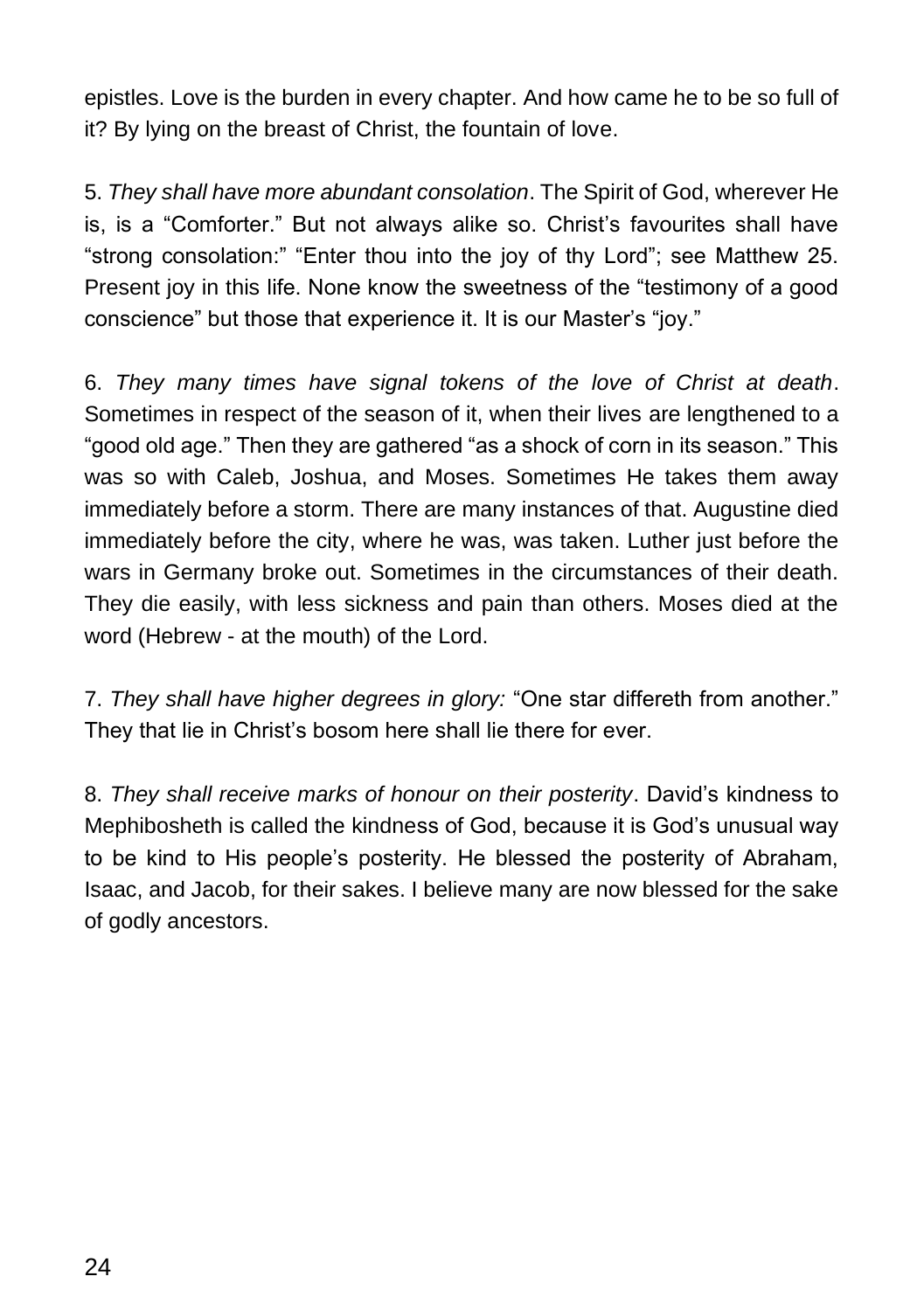epistles. Love is the burden in every chapter. And how came he to be so full of it? By lying on the breast of Christ, the fountain of love.

5. *They shall have more abundant consolation*. The Spirit of God, wherever He is, is a "Comforter." But not always alike so. Christ's favourites shall have "strong consolation:" "Enter thou into the joy of thy Lord"; see Matthew 25. Present joy in this life. None know the sweetness of the "testimony of a good conscience" but those that experience it. It is our Master's "joy."

6. *They many times have signal tokens of the love of Christ at death*. Sometimes in respect of the season of it, when their lives are lengthened to a "good old age." Then they are gathered "as a shock of corn in its season." This was so with Caleb, Joshua, and Moses. Sometimes He takes them away immediately before a storm. There are many instances of that. Augustine died immediately before the city, where he was, was taken. Luther just before the wars in Germany broke out. Sometimes in the circumstances of their death. They die easily, with less sickness and pain than others. Moses died at the word (Hebrew - at the mouth) of the Lord.

7. *They shall have higher degrees in glory:* "One star differeth from another." They that lie in Christ's bosom here shall lie there for ever.

8. *They shall receive marks of honour on their posterity*. David's kindness to Mephibosheth is called the kindness of God, because it is God's unusual way to be kind to His people's posterity. He blessed the posterity of Abraham, Isaac, and Jacob, for their sakes. I believe many are now blessed for the sake of godly ancestors.